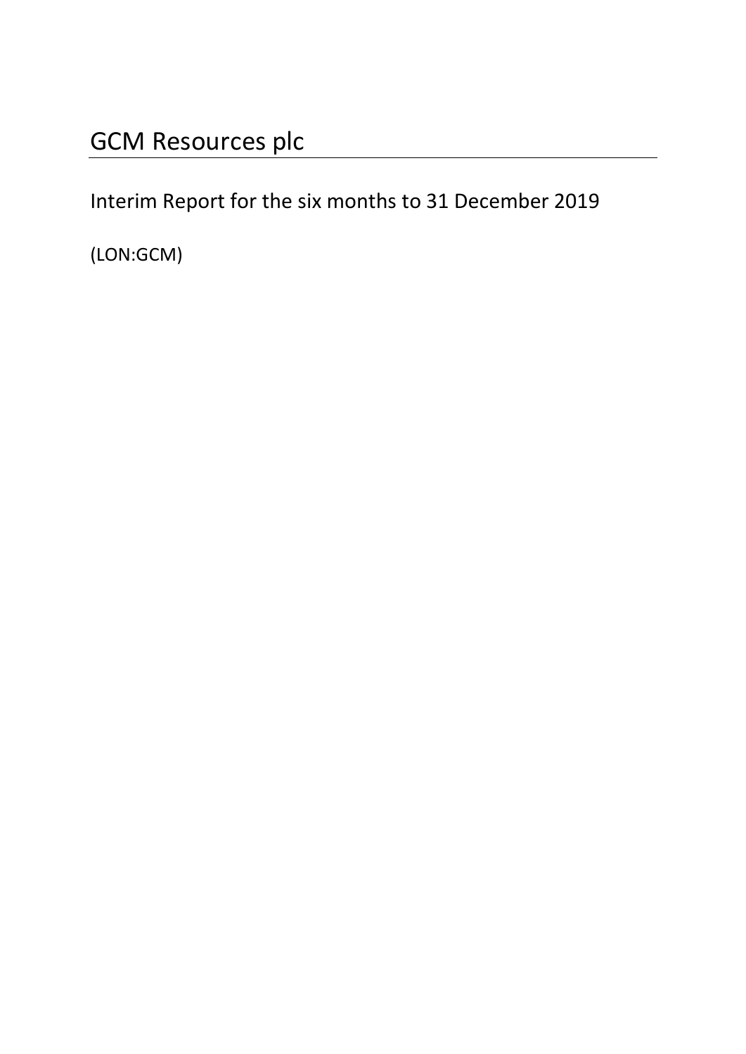# GCM Resources plc

Interim Report for the six months to 31 December 2019

(LON:GCM)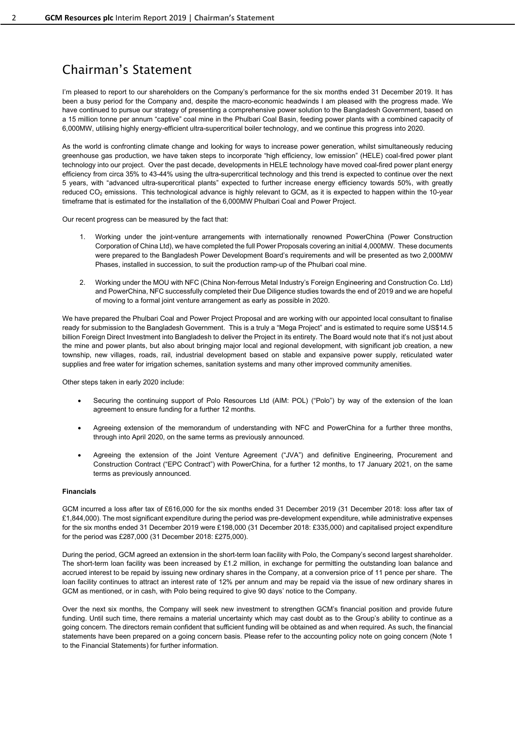# Chairman's Statement

I'm pleased to report to our shareholders on the Company's performance for the six months ended 31 December 2019. It has been a busy period for the Company and, despite the macro-economic headwinds I am pleased with the progress made. We have continued to pursue our strategy of presenting a comprehensive power solution to the Bangladesh Government, based on a 15 million tonne per annum "captive" coal mine in the Phulbari Coal Basin, feeding power plants with a combined capacity of 6,000MW, utilising highly energy-efficient ultra-supercritical boiler technology, and we continue this progress into 2020.

As the world is confronting climate change and looking for ways to increase power generation, whilst simultaneously reducing greenhouse gas production, we have taken steps to incorporate "high efficiency, low emission" (HELE) coal-fired power plant technology into our project. Over the past decade, developments in HELE technology have moved coal-fired power plant energy efficiency from circa 35% to 43-44% using the ultra-supercritical technology and this trend is expected to continue over the next 5 years, with "advanced ultra-supercritical plants" expected to further increase energy efficiency towards 50%, with greatly reduced $CO_2$ emissions. This technological advance is highly relevant to GCM, as it is expected to happen within the 10-year timeframe that is estimated for the installation of the 6,000MW Phulbari Coal and Power Project.

Our recent progress can be measured by the fact that:

1. Working under the joint-venture arrangements with internationally renowned PowerChina (Power Construction Corporation of China Ltd), we have completed the full Power Proposals covering an initial 4,000MW. These documents were prepared to the Bangladesh Power Development Board's requirements and will be presented as two 2,000MW Phases, installed in succession, to suit the production ramp-up of the Phulbari coal mine.
2. Working under the MOU with NFC (China Non-ferrous Metal Industry's Foreign Engineering and Construction Co. Ltd) and PowerChina, NFC successfully completed their Due Diligence studies towards the end of 2019 and we are hopeful of moving to a formal joint venture arrangement as early as possible in 2020.

We have prepared the Phulbari Coal and Power Project Proposal and are working with our appointed local consultant to finalise ready for submission to the Bangladesh Government. This is a truly a "Mega Project" and is estimated to require some US$14.5 billion Foreign Direct Investment into Bangladesh to deliver the Project in its entirety. The Board would note that it's not just about the mine and power plants, but also about bringing major local and regional development, with significant job creation, a new township, new villages, roads, rail, industrial development based on stable and expansive power supply, reticulated water supplies and free water for irrigation schemes, sanitation systems and many other improved community amenities.

Other steps taken in early 2020 include:

- Securing the continuing support of Polo Resources Ltd (AIM: POL) ("Polo") by way of the extension of the loan agreement to ensure funding for a further 12 months.
- Agreeing extension of the memorandum of understanding with NFC and PowerChina for a further three months, through into April 2020, on the same terms as previously announced.
- Agreeing the extension of the Joint Venture Agreement ("JVA") and definitive Engineering, Procurement and Construction Contract ("EPC Contract") with PowerChina, for a further 12 months, to 17 January 2021, on the same terms as previously announced.

**Financials**

GCM incurred a loss after tax of £616,000 for the six months ended 31 December 2019 (31 December 2018: loss after tax of £1,844,000). The most significant expenditure during the period was pre-development expenditure, while administrative expenses for the six months ended 31 December 2019 were £198,000 (31 December 2018: £335,000) and capitalised project expenditure for the period was £287,000 (31 December 2018: £275,000).

During the period, GCM agreed an extension in the short-term loan facility with Polo, the Company's second largest shareholder. The short-term loan facility was been increased by £1.2 million, in exchange for permitting the outstanding loan balance and accrued interest to be repaid by issuing new ordinary shares in the Company, at a conversion price of 11 pence per share. The loan facility continues to attract an interest rate of 12% per annum and may be repaid via the issue of new ordinary shares in GCM as mentioned, or in cash, with Polo being required to give 90 days' notice to the Company.

Over the next six months, the Company will seek new investment to strengthen GCM's financial position and provide future funding. Until such time, there remains a material uncertainty which may cast doubt as to the Group's ability to continue as a going concern. The directors remain confident that sufficient funding will be obtained as and when required. As such, the financial statements have been prepared on a going concern basis. Please refer to the accounting policy note on going concern (Note 1 to the Financial Statements) for further information.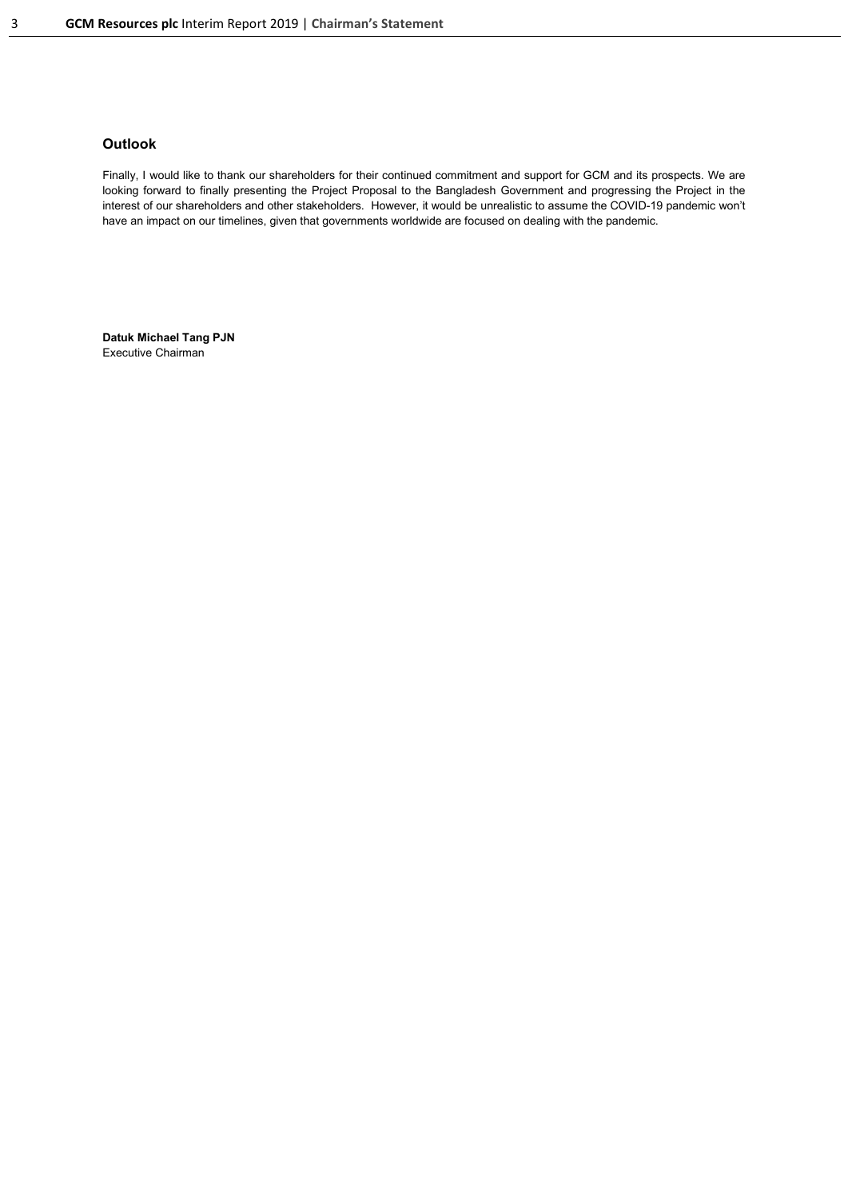### Outlook

Finally, I would like to thank our shareholders for their continued commitment and support for GCM and its prospects. We are looking forward to finally presenting the Project Proposal to the Bangladesh Government and progressing the Project in the interest of our shareholders and other stakeholders. However, it would be unrealistic to assume the COVID-19 pandemic won't have an impact on our timelines, given that governments worldwide are focused on dealing with the pandemic.

**Datuk Michael Tang PJN**
Executive Chairman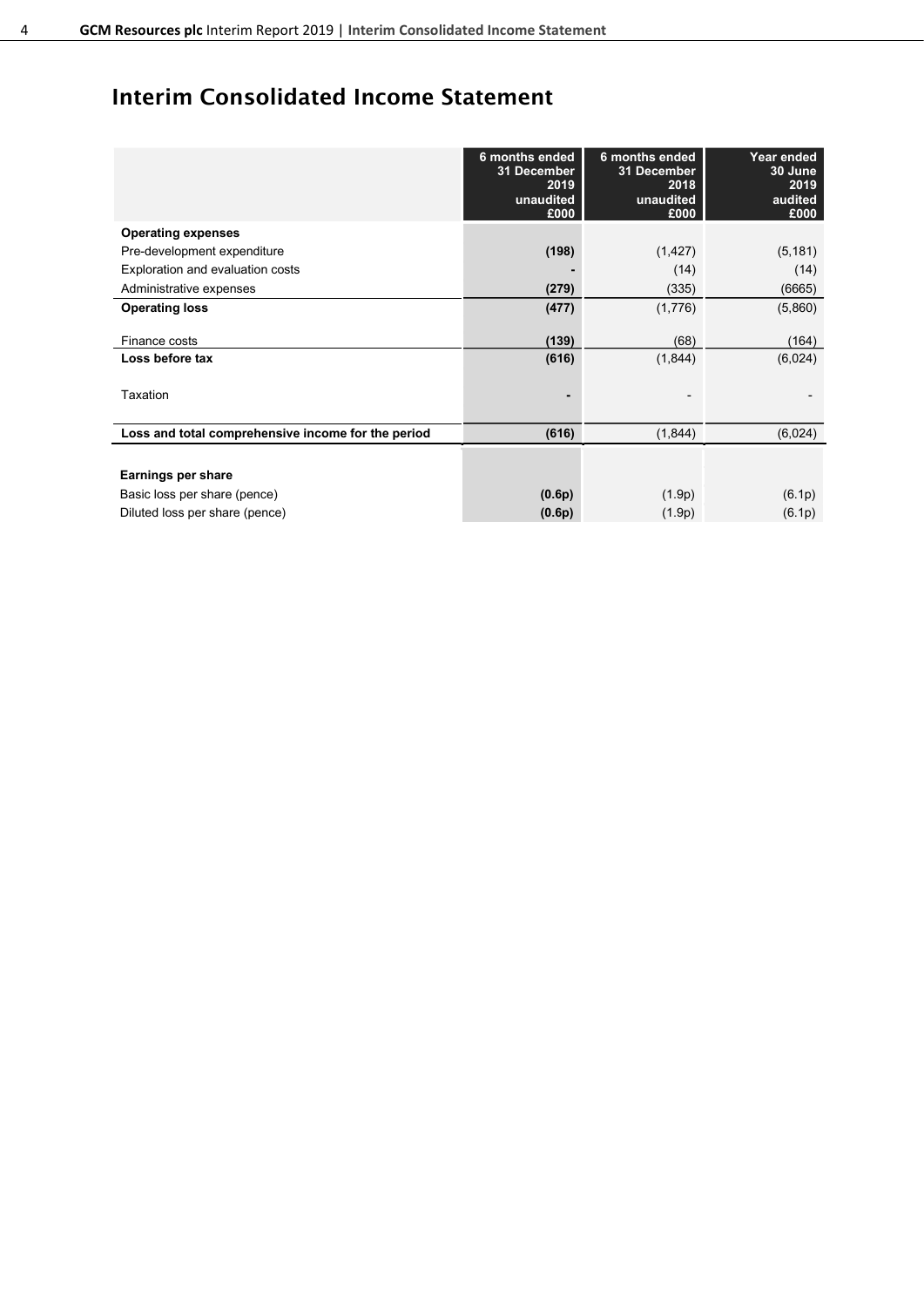# Interim Consolidated Income Statement

| | 6 months ended 31 December 2019 unaudited £000 | 6 months ended 31 December 2018 unaudited £000 | Year ended 30 June 2019 audited £000 |
|---|---|---|---|
| **Operating expenses** | | | |
| Pre-development expenditure | **(198)** | (1,427) | (5,181) |
| Exploration and evaluation costs | **-** | (14) | (14) |
| Administrative expenses | **(279)** | (335) | (6665) |
| **Operating loss** | **(477)** | (1,776) | (5,860) |
| Finance costs | **(139)** | (68) | (164) |
| **Loss before tax** | **(616)** | (1,844) | (6,024) |
| Taxation | **-** | - | - |
| **Loss and total comprehensive income for the period** | **(616)** | (1,844) | (6,024) |
| **Earnings per share** | | | |
| Basic loss per share (pence) | **(0.6p)** | (1.9p) | (6.1p) |
| Diluted loss per share (pence) | **(0.6p)** | (1.9p) | (6.1p) |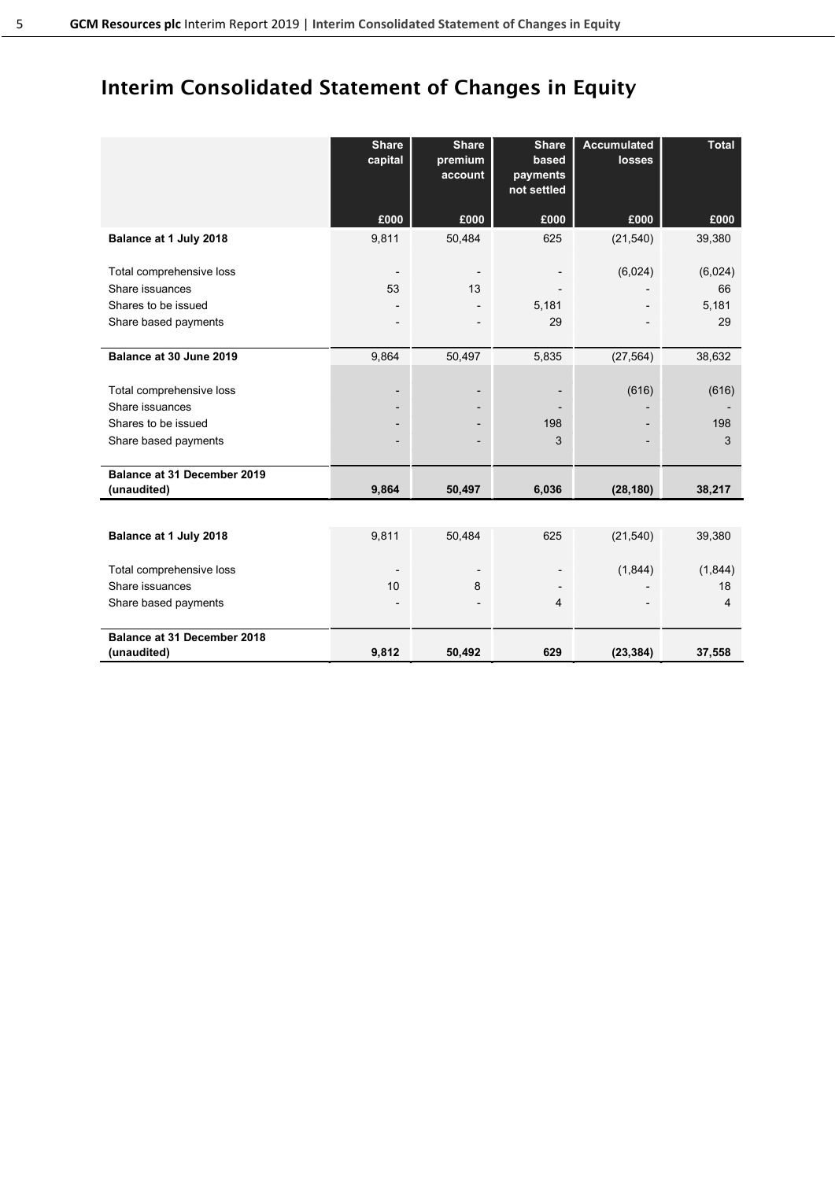# Interim Consolidated Statement of Changes in Equity

| | Share capital | Share premium account | Share based payments not settled | Accumulated losses | Total |
|---|---|---|---|---|---|
| | £000 | £000 | £000 | £000 | £000 |
| **Balance at 1 July 2018** | 9,811 | 50,484 | 625 | (21,540) | 39,380 |
| Total comprehensive loss | - | - | - | (6,024) | (6,024) |
| Share issuances | 53 | 13 | - | - | 66 |
| Shares to be issued | - | - | 5,181 | - | 5,181 |
| Share based payments | - | - | 29 | - | 29 |
| **Balance at 30 June 2019** | 9,864 | 50,497 | 5,835 | (27,564) | 38,632 |
| Total comprehensive loss | - | - | - | (616) | (616) |
| Share issuances | - | - | - | - | - |
| Shares to be issued | - | - | 198 | - | 198 |
| Share based payments | - | - | 3 | - | 3 |
| **Balance at 31 December 2019 (unaudited)** | **9,864** | **50,497** | **6,036** | **(28,180)** | **38,217** |
| | | | | | |
| **Balance at 1 July 2018** | 9,811 | 50,484 | 625 | (21,540) | 39,380 |
| Total comprehensive loss | - | - | - | (1,844) | (1,844) |
| Share issuances | 10 | 8 | - | - | 18 |
| Share based payments | - | - | 4 | - | 4 |
| **Balance at 31 December 2018 (unaudited)** | **9,812** | **50,492** | **629** | **(23,384)** | **37,558** |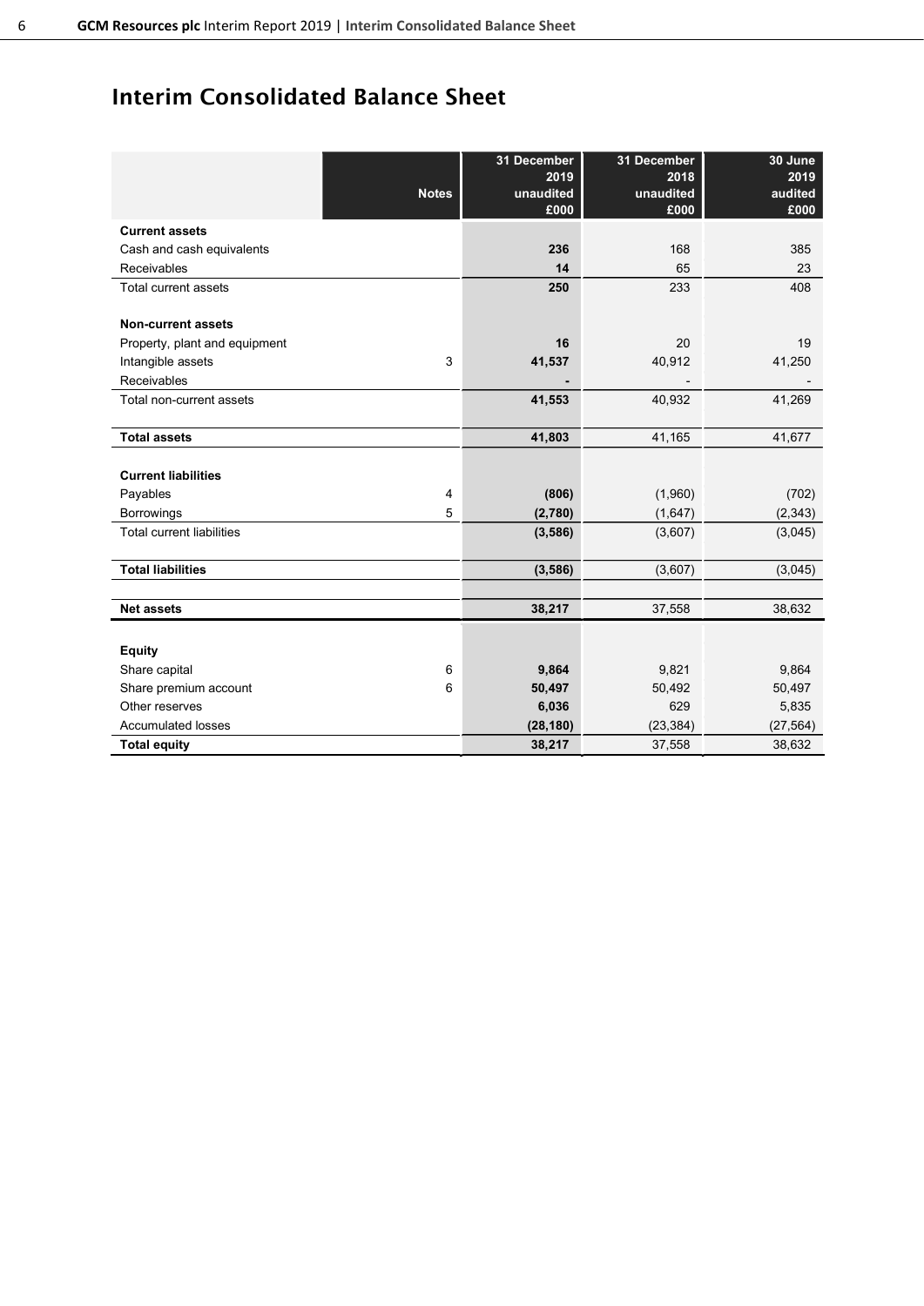# Interim Consolidated Balance Sheet

| | Notes | 31 December 2019 unaudited £000 | 31 December 2018 unaudited £000 | 30 June 2019 audited £000 |
|---|---|---|---|---|
| **Current assets** | | | | |
| Cash and cash equivalents | | **236** | 168 | 385 |
| Receivables | | **14** | 65 | 23 |
| Total current assets | | **250** | 233 | 408 |
| | | | | |
| **Non-current assets** | | | | |
| Property, plant and equipment | | **16** | 20 | 19 |
| Intangible assets | 3 | **41,537** | 40,912 | 41,250 |
| Receivables | | **-** | - | - |
| Total non-current assets | | **41,553** | 40,932 | 41,269 |
| | | | | |
| **Total assets** | | **41,803** | 41,165 | 41,677 |
| | | | | |
| **Current liabilities** | | | | |
| Payables | 4 | **(806)** | (1,960) | (702) |
| Borrowings | 5 | **(2,780)** | (1,647) | (2,343) |
| Total current liabilities | | **(3,586)** | (3,607) | (3,045) |
| | | | | |
| **Total liabilities** | | **(3,586)** | (3,607) | (3,045) |
| | | | | |
| **Net assets** | | **38,217** | 37,558 | 38,632 |
| | | | | |
| **Equity** | | | | |
| Share capital | 6 | **9,864** | 9,821 | 9,864 |
| Share premium account | 6 | **50,497** | 50,492 | 50,497 |
| Other reserves | | **6,036** | 629 | 5,835 |
| Accumulated losses | | **(28,180)** | (23,384) | (27,564) |
| **Total equity** | | **38,217** | 37,558 | 38,632 |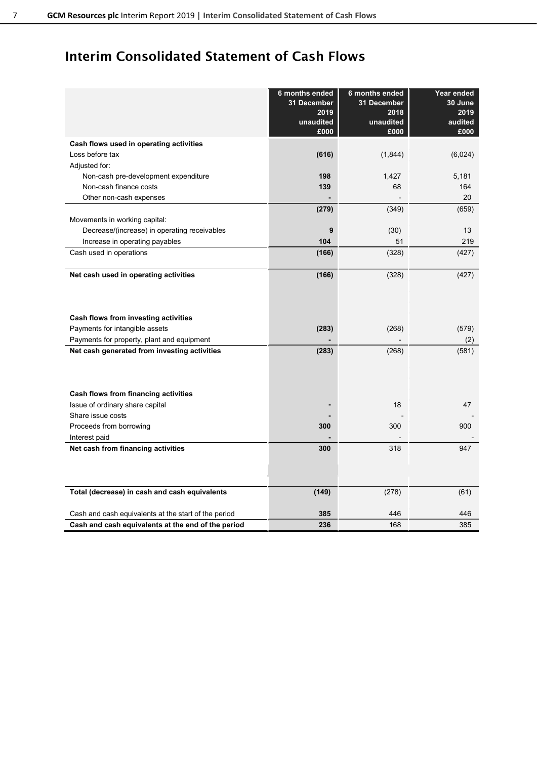## Interim Consolidated Statement of Cash Flows

| | 6 months ended 31 December 2019 unaudited £000 | 6 months ended 31 December 2018 unaudited £000 | Year ended 30 June 2019 audited £000 |
|---|---|---|---|
| **Cash flows used in operating activities** | | | |
| Loss before tax | **(616)** | (1,844) | (6,024) |
| Adjusted for: | | | |
| Non-cash pre-development expenditure | **198** | 1,427 | 5,181 |
| Non-cash finance costs | **139** | 68 | 164 |
| Other non-cash expenses | **-** | - | 20 |
| | **(279)** | (349) | (659) |
| Movements in working capital: | | | |
| Decrease/(increase) in operating receivables | **9** | (30) | 13 |
| Increase in operating payables | **104** | 51 | 219 |
| Cash used in operations | **(166)** | (328) | (427) |
| **Net cash used in operating activities** | **(166)** | (328) | (427) |
| **Cash flows from investing activities** | | | |
| Payments for intangible assets | **(283)** | (268) | (579) |
| Payments for property, plant and equipment | **-** | - | (2) |
| **Net cash generated from investing activities** | **(283)** | (268) | (581) |
| **Cash flows from financing activities** | | | |
| Issue of ordinary share capital | **-** | 18 | 47 |
| Share issue costs | **-** | - | - |
| Proceeds from borrowing | **300** | 300 | 900 |
| Interest paid | **-** | - | - |
| **Net cash from financing activities** | **300** | 318 | 947 |
| **Total (decrease) in cash and cash equivalents** | **(149)** | (278) | (61) |
| Cash and cash equivalents at the start of the period | **385** | 446 | 446 |
| **Cash and cash equivalents at the end of the period** | **236** | 168 | 385 |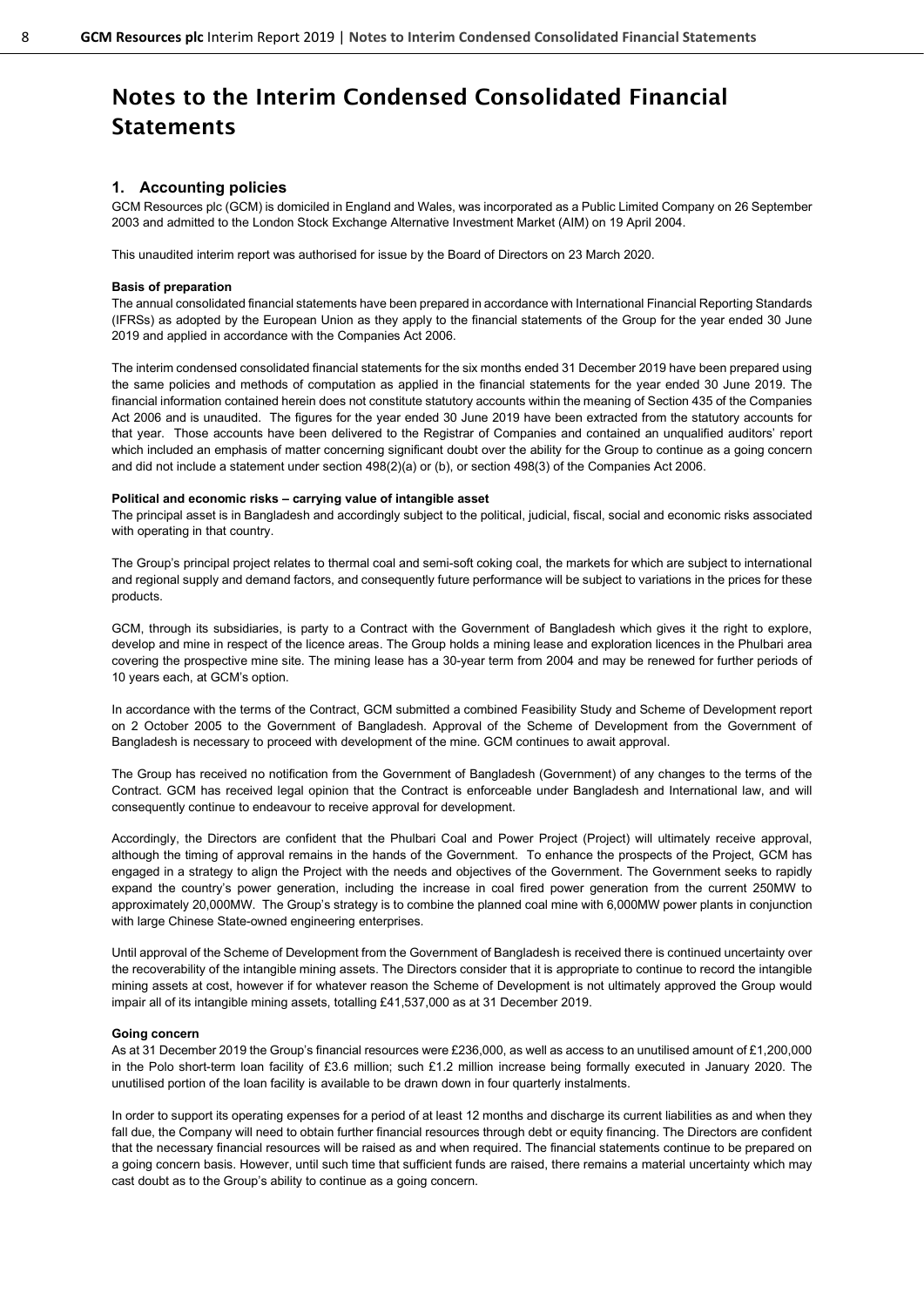# Notes to the Interim Condensed Consolidated Financial Statements

## 1. Accounting policies

GCM Resources plc (GCM) is domiciled in England and Wales, was incorporated as a Public Limited Company on 26 September 2003 and admitted to the London Stock Exchange Alternative Investment Market (AIM) on 19 April 2004.

This unaudited interim report was authorised for issue by the Board of Directors on 23 March 2020.

### Basis of preparation

The annual consolidated financial statements have been prepared in accordance with International Financial Reporting Standards (IFRSs) as adopted by the European Union as they apply to the financial statements of the Group for the year ended 30 June 2019 and applied in accordance with the Companies Act 2006.

The interim condensed consolidated financial statements for the six months ended 31 December 2019 have been prepared using the same policies and methods of computation as applied in the financial statements for the year ended 30 June 2019. The financial information contained herein does not constitute statutory accounts within the meaning of Section 435 of the Companies Act 2006 and is unaudited. The figures for the year ended 30 June 2019 have been extracted from the statutory accounts for that year. Those accounts have been delivered to the Registrar of Companies and contained an unqualified auditors' report which included an emphasis of matter concerning significant doubt over the ability for the Group to continue as a going concern and did not include a statement under section 498(2)(a) or (b), or section 498(3) of the Companies Act 2006.

### Political and economic risks – carrying value of intangible asset

The principal asset is in Bangladesh and accordingly subject to the political, judicial, fiscal, social and economic risks associated with operating in that country.

The Group's principal project relates to thermal coal and semi-soft coking coal, the markets for which are subject to international and regional supply and demand factors, and consequently future performance will be subject to variations in the prices for these products.

GCM, through its subsidiaries, is party to a Contract with the Government of Bangladesh which gives it the right to explore, develop and mine in respect of the licence areas. The Group holds a mining lease and exploration licences in the Phulbari area covering the prospective mine site. The mining lease has a 30-year term from 2004 and may be renewed for further periods of 10 years each, at GCM's option.

In accordance with the terms of the Contract, GCM submitted a combined Feasibility Study and Scheme of Development report on 2 October 2005 to the Government of Bangladesh. Approval of the Scheme of Development from the Government of Bangladesh is necessary to proceed with development of the mine. GCM continues to await approval.

The Group has received no notification from the Government of Bangladesh (Government) of any changes to the terms of the Contract. GCM has received legal opinion that the Contract is enforceable under Bangladesh and International law, and will consequently continue to endeavour to receive approval for development.

Accordingly, the Directors are confident that the Phulbari Coal and Power Project (Project) will ultimately receive approval, although the timing of approval remains in the hands of the Government. To enhance the prospects of the Project, GCM has engaged in a strategy to align the Project with the needs and objectives of the Government. The Government seeks to rapidly expand the country's power generation, including the increase in coal fired power generation from the current 250MW to approximately 20,000MW. The Group's strategy is to combine the planned coal mine with 6,000MW power plants in conjunction with large Chinese State-owned engineering enterprises.

Until approval of the Scheme of Development from the Government of Bangladesh is received there is continued uncertainty over the recoverability of the intangible mining assets. The Directors consider that it is appropriate to continue to record the intangible mining assets at cost, however if for whatever reason the Scheme of Development is not ultimately approved the Group would impair all of its intangible mining assets, totalling £41,537,000 as at 31 December 2019.

### Going concern

As at 31 December 2019 the Group's financial resources were £236,000, as well as access to an unutilised amount of £1,200,000 in the Polo short-term loan facility of £3.6 million; such £1.2 million increase being formally executed in January 2020. The unutilised portion of the loan facility is available to be drawn down in four quarterly instalments.

In order to support its operating expenses for a period of at least 12 months and discharge its current liabilities as and when they fall due, the Company will need to obtain further financial resources through debt or equity financing. The Directors are confident that the necessary financial resources will be raised as and when required. The financial statements continue to be prepared on a going concern basis. However, until such time that sufficient funds are raised, there remains a material uncertainty which may cast doubt as to the Group's ability to continue as a going concern.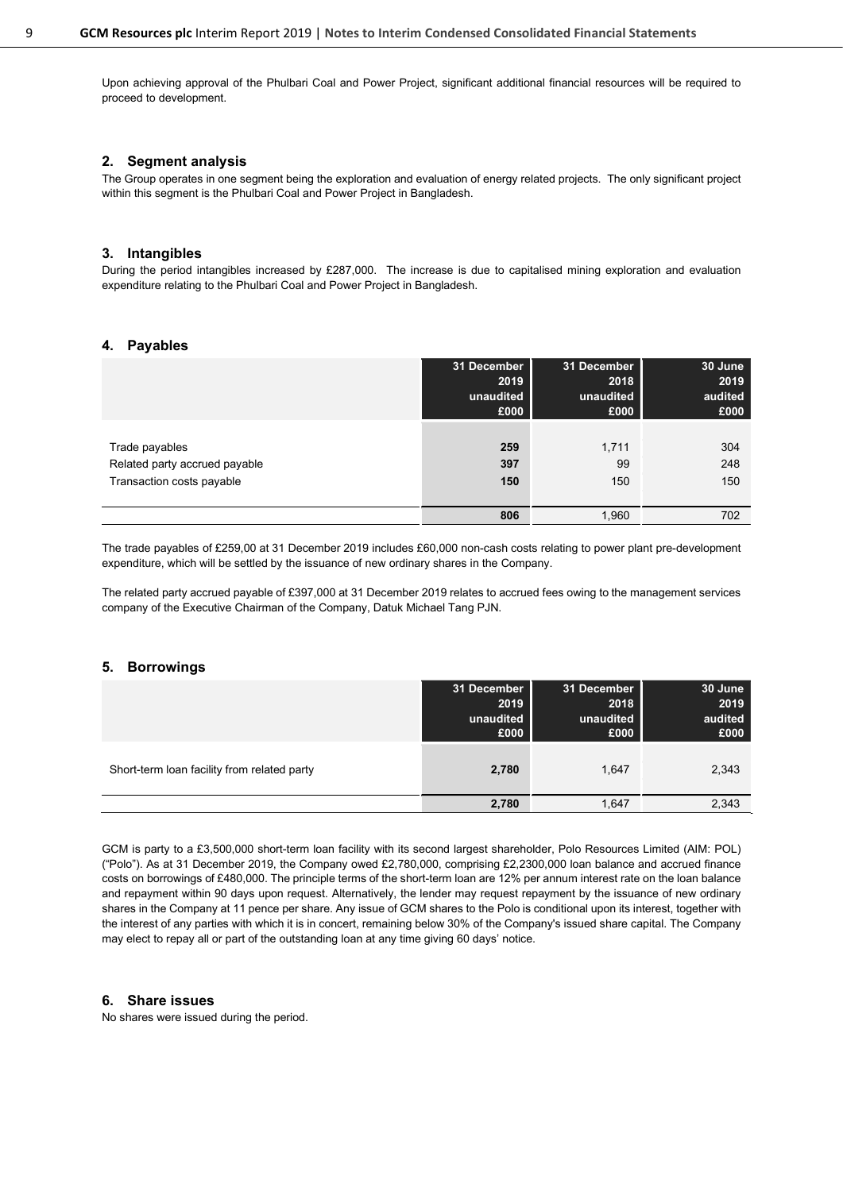Upon achieving approval of the Phulbari Coal and Power Project, significant additional financial resources will be required to proceed to development.

## 2. Segment analysis

The Group operates in one segment being the exploration and evaluation of energy related projects. The only significant project within this segment is the Phulbari Coal and Power Project in Bangladesh.

## 3. Intangibles

During the period intangibles increased by £287,000. The increase is due to capitalised mining exploration and evaluation expenditure relating to the Phulbari Coal and Power Project in Bangladesh.

## 4. Payables

| | 31 December 2019 unaudited £000 | 31 December 2018 unaudited £000 | 30 June 2019 audited £000 |
|---|---|---|---|
| Trade payables | **259** | 1,711 | 304 |
| Related party accrued payable | **397** | 99 | 248 |
| Transaction costs payable | **150** | 150 | 150 |
| | **806** | 1,960 | 702 |

The trade payables of £259,00 at 31 December 2019 includes £60,000 non-cash costs relating to power plant pre-development expenditure, which will be settled by the issuance of new ordinary shares in the Company.

The related party accrued payable of £397,000 at 31 December 2019 relates to accrued fees owing to the management services company of the Executive Chairman of the Company, Datuk Michael Tang PJN.

## 5. Borrowings

| | 31 December 2019 unaudited £000 | 31 December 2018 unaudited £000 | 30 June 2019 audited £000 |
|---|---|---|---|
| Short-term loan facility from related party | **2,780** | 1,647 | 2,343 |
| | **2,780** | 1,647 | 2,343 |

GCM is party to a £3,500,000 short-term loan facility with its second largest shareholder, Polo Resources Limited (AIM: POL) ("Polo"). As at 31 December 2019, the Company owed £2,780,000, comprising £2,2300,000 loan balance and accrued finance costs on borrowings of £480,000. The principle terms of the short-term loan are 12% per annum interest rate on the loan balance and repayment within 90 days upon request. Alternatively, the lender may request repayment by the issuance of new ordinary shares in the Company at 11 pence per share. Any issue of GCM shares to the Polo is conditional upon its interest, together with the interest of any parties with which it is in concert, remaining below 30% of the Company's issued share capital. The Company may elect to repay all or part of the outstanding loan at any time giving 60 days' notice.

## 6. Share issues

No shares were issued during the period.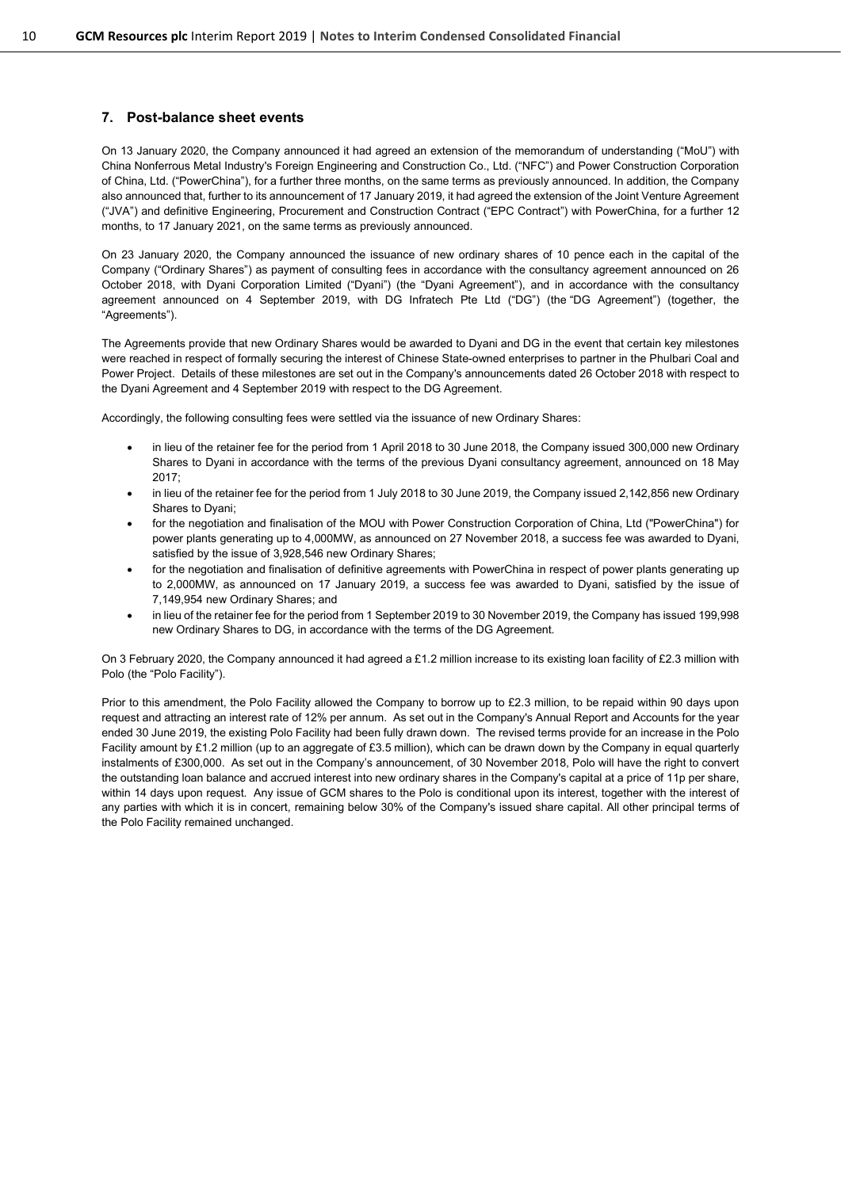## 7. Post-balance sheet events

On 13 January 2020, the Company announced it had agreed an extension of the memorandum of understanding ("MoU") with China Nonferrous Metal Industry's Foreign Engineering and Construction Co., Ltd. ("NFC") and Power Construction Corporation of China, Ltd. ("PowerChina"), for a further three months, on the same terms as previously announced. In addition, the Company also announced that, further to its announcement of 17 January 2019, it had agreed the extension of the Joint Venture Agreement ("JVA") and definitive Engineering, Procurement and Construction Contract ("EPC Contract") with PowerChina, for a further 12 months, to 17 January 2021, on the same terms as previously announced.

On 23 January 2020, the Company announced the issuance of new ordinary shares of 10 pence each in the capital of the Company ("Ordinary Shares") as payment of consulting fees in accordance with the consultancy agreement announced on 26 October 2018, with Dyani Corporation Limited ("Dyani") (the "Dyani Agreement"), and in accordance with the consultancy agreement announced on 4 September 2019, with DG Infratech Pte Ltd ("DG") (the "DG Agreement") (together, the "Agreements").

The Agreements provide that new Ordinary Shares would be awarded to Dyani and DG in the event that certain key milestones were reached in respect of formally securing the interest of Chinese State-owned enterprises to partner in the Phulbari Coal and Power Project. Details of these milestones are set out in the Company's announcements dated 26 October 2018 with respect to the Dyani Agreement and 4 September 2019 with respect to the DG Agreement.

Accordingly, the following consulting fees were settled via the issuance of new Ordinary Shares:

- in lieu of the retainer fee for the period from 1 April 2018 to 30 June 2018, the Company issued 300,000 new Ordinary Shares to Dyani in accordance with the terms of the previous Dyani consultancy agreement, announced on 18 May 2017;
- in lieu of the retainer fee for the period from 1 July 2018 to 30 June 2019, the Company issued 2,142,856 new Ordinary Shares to Dyani;
- for the negotiation and finalisation of the MOU with Power Construction Corporation of China, Ltd ("PowerChina") for power plants generating up to 4,000MW, as announced on 27 November 2018, a success fee was awarded to Dyani, satisfied by the issue of 3,928,546 new Ordinary Shares;
- for the negotiation and finalisation of definitive agreements with PowerChina in respect of power plants generating up to 2,000MW, as announced on 17 January 2019, a success fee was awarded to Dyani, satisfied by the issue of 7,149,954 new Ordinary Shares; and
- in lieu of the retainer fee for the period from 1 September 2019 to 30 November 2019, the Company has issued 199,998 new Ordinary Shares to DG, in accordance with the terms of the DG Agreement.

On 3 February 2020, the Company announced it had agreed a £1.2 million increase to its existing loan facility of £2.3 million with Polo (the "Polo Facility").

Prior to this amendment, the Polo Facility allowed the Company to borrow up to £2.3 million, to be repaid within 90 days upon request and attracting an interest rate of 12% per annum. As set out in the Company's Annual Report and Accounts for the year ended 30 June 2019, the existing Polo Facility had been fully drawn down. The revised terms provide for an increase in the Polo Facility amount by £1.2 million (up to an aggregate of £3.5 million), which can be drawn down by the Company in equal quarterly instalments of £300,000. As set out in the Company's announcement, of 30 November 2018, Polo will have the right to convert the outstanding loan balance and accrued interest into new ordinary shares in the Company's capital at a price of 11p per share, within 14 days upon request. Any issue of GCM shares to the Polo is conditional upon its interest, together with the interest of any parties with which it is in concert, remaining below 30% of the Company's issued share capital. All other principal terms of the Polo Facility remained unchanged.